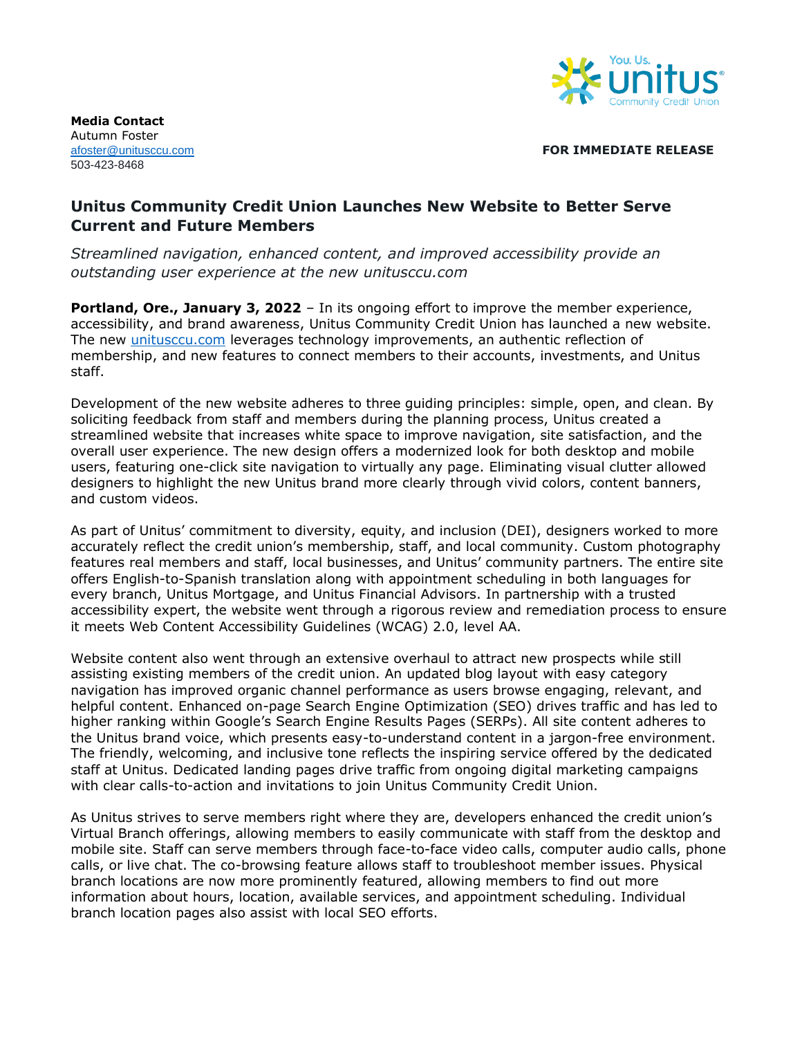**Media Contact**
Autumn Foster
afoster@unitusccu.com
503-423-8468

**FOR IMMEDIATE RELEASE**

# Unitus Community Credit Union Launches New Website to Better Serve Current and Future Members

*Streamlined navigation, enhanced content, and improved accessibility provide an outstanding user experience at the new unitusccu.com*

**Portland, Ore., January 3, 2022** – In its ongoing effort to improve the member experience, accessibility, and brand awareness, Unitus Community Credit Union has launched a new website. The new unitusccu.com leverages technology improvements, an authentic reflection of membership, and new features to connect members to their accounts, investments, and Unitus staff.

Development of the new website adheres to three guiding principles: simple, open, and clean. By soliciting feedback from staff and members during the planning process, Unitus created a streamlined website that increases white space to improve navigation, site satisfaction, and the overall user experience. The new design offers a modernized look for both desktop and mobile users, featuring one-click site navigation to virtually any page. Eliminating visual clutter allowed designers to highlight the new Unitus brand more clearly through vivid colors, content banners, and custom videos.

As part of Unitus' commitment to diversity, equity, and inclusion (DEI), designers worked to more accurately reflect the credit union's membership, staff, and local community. Custom photography features real members and staff, local businesses, and Unitus' community partners. The entire site offers English-to-Spanish translation along with appointment scheduling in both languages for every branch, Unitus Mortgage, and Unitus Financial Advisors. In partnership with a trusted accessibility expert, the website went through a rigorous review and remediation process to ensure it meets Web Content Accessibility Guidelines (WCAG) 2.0, level AA.

Website content also went through an extensive overhaul to attract new prospects while still assisting existing members of the credit union. An updated blog layout with easy category navigation has improved organic channel performance as users browse engaging, relevant, and helpful content. Enhanced on-page Search Engine Optimization (SEO) drives traffic and has led to higher ranking within Google's Search Engine Results Pages (SERPs). All site content adheres to the Unitus brand voice, which presents easy-to-understand content in a jargon-free environment. The friendly, welcoming, and inclusive tone reflects the inspiring service offered by the dedicated staff at Unitus. Dedicated landing pages drive traffic from ongoing digital marketing campaigns with clear calls-to-action and invitations to join Unitus Community Credit Union.

As Unitus strives to serve members right where they are, developers enhanced the credit union's Virtual Branch offerings, allowing members to easily communicate with staff from the desktop and mobile site. Staff can serve members through face-to-face video calls, computer audio calls, phone calls, or live chat. The co-browsing feature allows staff to troubleshoot member issues. Physical branch locations are now more prominently featured, allowing members to find out more information about hours, location, available services, and appointment scheduling. Individual branch location pages also assist with local SEO efforts.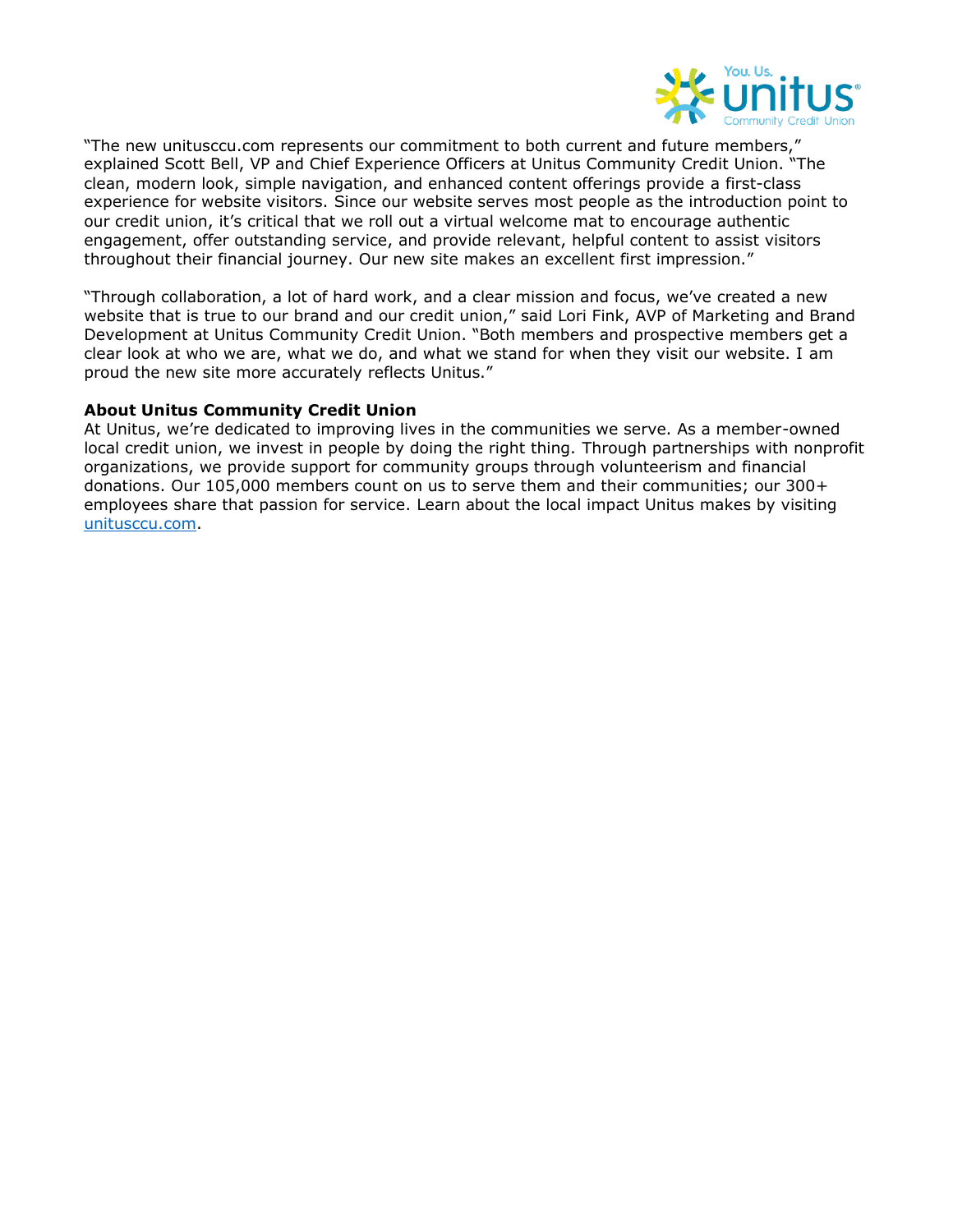"The new unitusccu.com represents our commitment to both current and future members," explained Scott Bell, VP and Chief Experience Officers at Unitus Community Credit Union. "The clean, modern look, simple navigation, and enhanced content offerings provide a first-class experience for website visitors. Since our website serves most people as the introduction point to our credit union, it's critical that we roll out a virtual welcome mat to encourage authentic engagement, offer outstanding service, and provide relevant, helpful content to assist visitors throughout their financial journey. Our new site makes an excellent first impression."

"Through collaboration, a lot of hard work, and a clear mission and focus, we've created a new website that is true to our brand and our credit union," said Lori Fink, AVP of Marketing and Brand Development at Unitus Community Credit Union. "Both members and prospective members get a clear look at who we are, what we do, and what we stand for when they visit our website. I am proud the new site more accurately reflects Unitus."

**About Unitus Community Credit Union**

At Unitus, we're dedicated to improving lives in the communities we serve. As a member-owned local credit union, we invest in people by doing the right thing. Through partnerships with nonprofit organizations, we provide support for community groups through volunteerism and financial donations. Our 105,000 members count on us to serve them and their communities; our 300+ employees share that passion for service. Learn about the local impact Unitus makes by visiting [unitusccu.com](unitusccu.com).